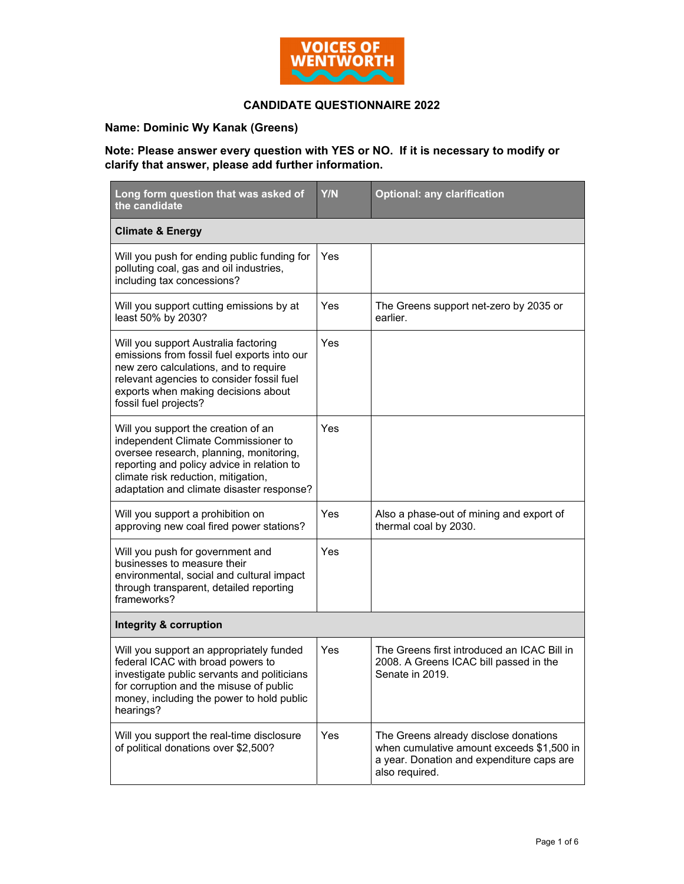**VOICES OF WENTWORTH**

## CANDIDATE QUESTIONNAIRE 2022

**Name: Dominic Wy Kanak (Greens)**

**Note: Please answer every question with YES or NO. If it is necessary to modify or clarify that answer, please add further information.**

| Long form question that was asked of the candidate | Y/N | Optional: any clarification |
|---|---|---|
| **Climate & Energy** | | |
| Will you push for ending public funding for polluting coal, gas and oil industries, including tax concessions? | Yes | |
| Will you support cutting emissions by at least 50% by 2030? | Yes | The Greens support net-zero by 2035 or earlier. |
| Will you support Australia factoring emissions from fossil fuel exports into our new zero calculations, and to require relevant agencies to consider fossil fuel exports when making decisions about fossil fuel projects? | Yes | |
| Will you support the creation of an independent Climate Commissioner to oversee research, planning, monitoring, reporting and policy advice in relation to climate risk reduction, mitigation, adaptation and climate disaster response? | Yes | |
| Will you support a prohibition on approving new coal fired power stations? | Yes | Also a phase-out of mining and export of thermal coal by 2030. |
| Will you push for government and businesses to measure their environmental, social and cultural impact through transparent, detailed reporting frameworks? | Yes | |
| **Integrity & corruption** | | |
| Will you support an appropriately funded federal ICAC with broad powers to investigate public servants and politicians for corruption and the misuse of public money, including the power to hold public hearings? | Yes | The Greens first introduced an ICAC Bill in 2008. A Greens ICAC bill passed in the Senate in 2019. |
| Will you support the real-time disclosure of political donations over $2,500? | Yes | The Greens already disclose donations when cumulative amount exceeds $1,500 in a year. Donation and expenditure caps are also required. |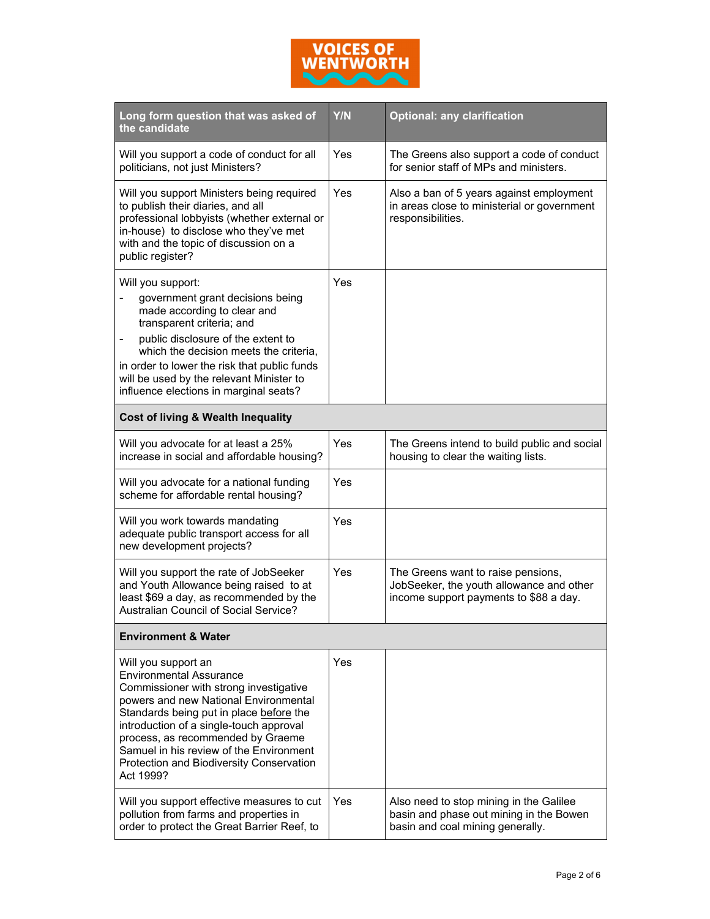| Long form question that was asked of the candidate | Y/N | Optional: any clarification |
|---|---|---|
| Will you support a code of conduct for all politicians, not just Ministers? | Yes | The Greens also support a code of conduct for senior staff of MPs and ministers. |
| Will you support Ministers being required to publish their diaries, and all professional lobbyists (whether external or in-house) to disclose who they've met with and the topic of discussion on a public register? | Yes | Also a ban of 5 years against employment in areas close to ministerial or government responsibilities. |
| Will you support: - government grant decisions being made according to clear and transparent criteria; and - public disclosure of the extent to which the decision meets the criteria, in order to lower the risk that public funds will be used by the relevant Minister to influence elections in marginal seats? | Yes | |
| **Cost of living & Wealth Inequality** | | |
| Will you advocate for at least a 25% increase in social and affordable housing? | Yes | The Greens intend to build public and social housing to clear the waiting lists. |
| Will you advocate for a national funding scheme for affordable rental housing? | Yes | |
| Will you work towards mandating adequate public transport access for all new development projects? | Yes | |
| Will you support the rate of JobSeeker and Youth Allowance being raised to at least $69 a day, as recommended by the Australian Council of Social Service? | Yes | The Greens want to raise pensions, JobSeeker, the youth allowance and other income support payments to $88 a day. |
| **Environment & Water** | | |
| Will you support an Environmental Assurance Commissioner with strong investigative powers and new National Environmental Standards being put in place before the introduction of a single-touch approval process, as recommended by Graeme Samuel in his review of the Environment Protection and Biodiversity Conservation Act 1999? | Yes | |
| Will you support effective measures to cut pollution from farms and properties in order to protect the Great Barrier Reef, to | Yes | Also need to stop mining in the Galilee basin and phase out mining in the Bowen basin and coal mining generally. |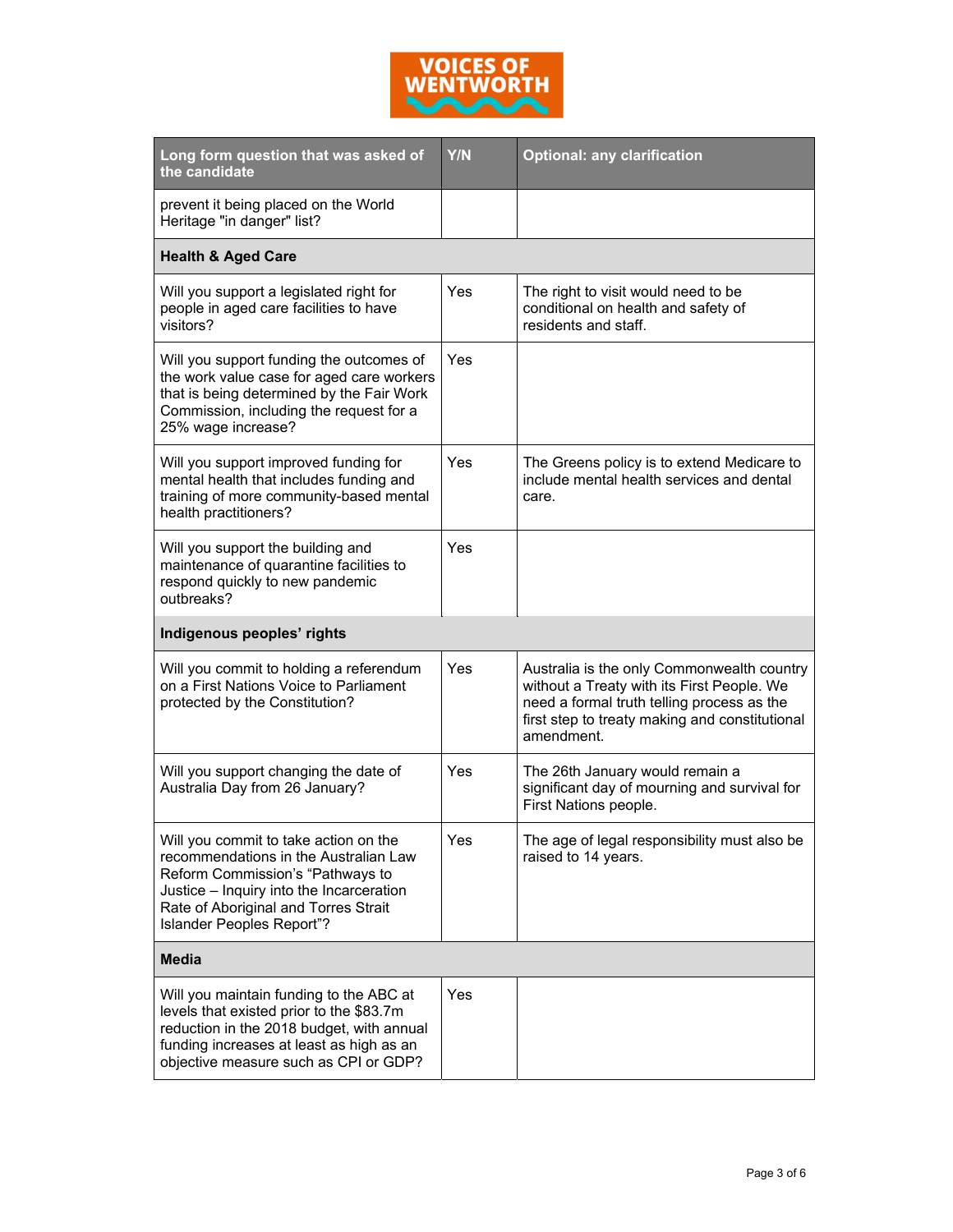| Long form question that was asked of the candidate | Y/N | Optional: any clarification |
|---|---|---|
| prevent it being placed on the World Heritage "in danger" list? | | |
| **Health & Aged Care** | | |
| Will you support a legislated right for people in aged care facilities to have visitors? | Yes | The right to visit would need to be conditional on health and safety of residents and staff. |
| Will you support funding the outcomes of the work value case for aged care workers that is being determined by the Fair Work Commission, including the request for a 25% wage increase? | Yes | |
| Will you support improved funding for mental health that includes funding and training of more community-based mental health practitioners? | Yes | The Greens policy is to extend Medicare to include mental health services and dental care. |
| Will you support the building and maintenance of quarantine facilities to respond quickly to new pandemic outbreaks? | Yes | |
| **Indigenous peoples' rights** | | |
| Will you commit to holding a referendum on a First Nations Voice to Parliament protected by the Constitution? | Yes | Australia is the only Commonwealth country without a Treaty with its First People. We need a formal truth telling process as the first step to treaty making and constitutional amendment. |
| Will you support changing the date of Australia Day from 26 January? | Yes | The 26th January would remain a significant day of mourning and survival for First Nations people. |
| Will you commit to take action on the recommendations in the Australian Law Reform Commission's "Pathways to Justice – Inquiry into the Incarceration Rate of Aboriginal and Torres Strait Islander Peoples Report"? | Yes | The age of legal responsibility must also be raised to 14 years. |
| **Media** | | |
| Will you maintain funding to the ABC at levels that existed prior to the $83.7m reduction in the 2018 budget, with annual funding increases at least as high as an objective measure such as CPI or GDP? | Yes | |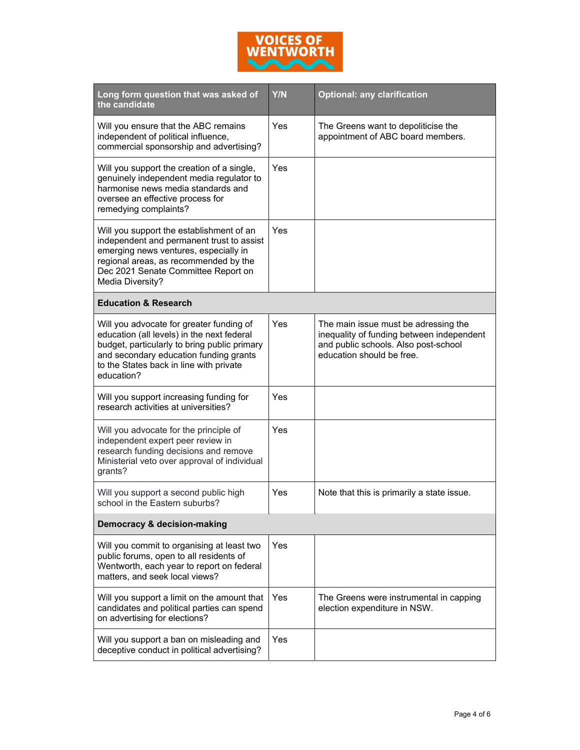**VOICES OF WENTWORTH**

| Long form question that was asked of the candidate | Y/N | Optional: any clarification |
|---|---|---|
| Will you ensure that the ABC remains independent of political influence, commercial sponsorship and advertising? | Yes | The Greens want to depoliticise the appointment of ABC board members. |
| Will you support the creation of a single, genuinely independent media regulator to harmonise news media standards and oversee an effective process for remedying complaints? | Yes | |
| Will you support the establishment of an independent and permanent trust to assist emerging news ventures, especially in regional areas, as recommended by the Dec 2021 Senate Committee Report on Media Diversity? | Yes | |
| **Education & Research** | | |
| Will you advocate for greater funding of education (all levels) in the next federal budget, particularly to bring public primary and secondary education funding grants to the States back in line with private education? | Yes | The main issue must be adressing the inequality of funding between independent and public schools. Also post-school education should be free. |
| Will you support increasing funding for research activities at universities? | Yes | |
| Will you advocate for the principle of independent expert peer review in research funding decisions and remove Ministerial veto over approval of individual grants? | Yes | |
| Will you support a second public high school in the Eastern suburbs? | Yes | Note that this is primarily a state issue. |
| **Democracy & decision-making** | | |
| Will you commit to organising at least two public forums, open to all residents of Wentworth, each year to report on federal matters, and seek local views? | Yes | |
| Will you support a limit on the amount that candidates and political parties can spend on advertising for elections? | Yes | The Greens were instrumental in capping election expenditure in NSW. |
| Will you support a ban on misleading and deceptive conduct in political advertising? | Yes | |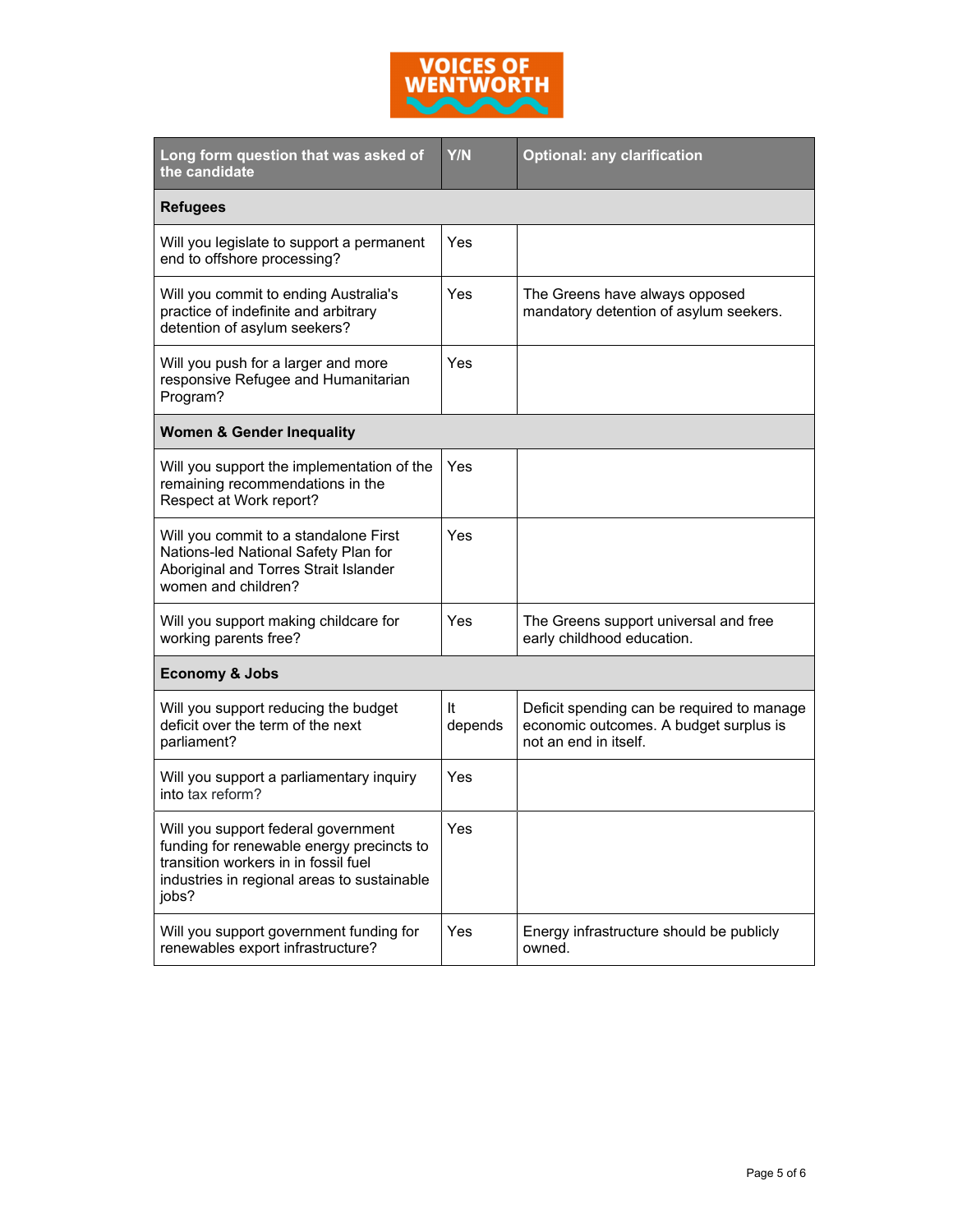VOICES OF WENTWORTH

| Long form question that was asked of the candidate | Y/N | Optional: any clarification |
|---|---|---|
| **Refugees** | | |
| Will you legislate to support a permanent end to offshore processing? | Yes | |
| Will you commit to ending Australia's practice of indefinite and arbitrary detention of asylum seekers? | Yes | The Greens have always opposed mandatory detention of asylum seekers. |
| Will you push for a larger and more responsive Refugee and Humanitarian Program? | Yes | |
| **Women & Gender Inequality** | | |
| Will you support the implementation of the remaining recommendations in the Respect at Work report? | Yes | |
| Will you commit to a standalone First Nations-led National Safety Plan for Aboriginal and Torres Strait Islander women and children? | Yes | |
| Will you support making childcare for working parents free? | Yes | The Greens support universal and free early childhood education. |
| **Economy & Jobs** | | |
| Will you support reducing the budget deficit over the term of the next parliament? | It depends | Deficit spending can be required to manage economic outcomes. A budget surplus is not an end in itself. |
| Will you support a parliamentary inquiry into tax reform? | Yes | |
| Will you support federal government funding for renewable energy precincts to transition workers in in fossil fuel industries in regional areas to sustainable jobs? | Yes | |
| Will you support government funding for renewables export infrastructure? | Yes | Energy infrastructure should be publicly owned. |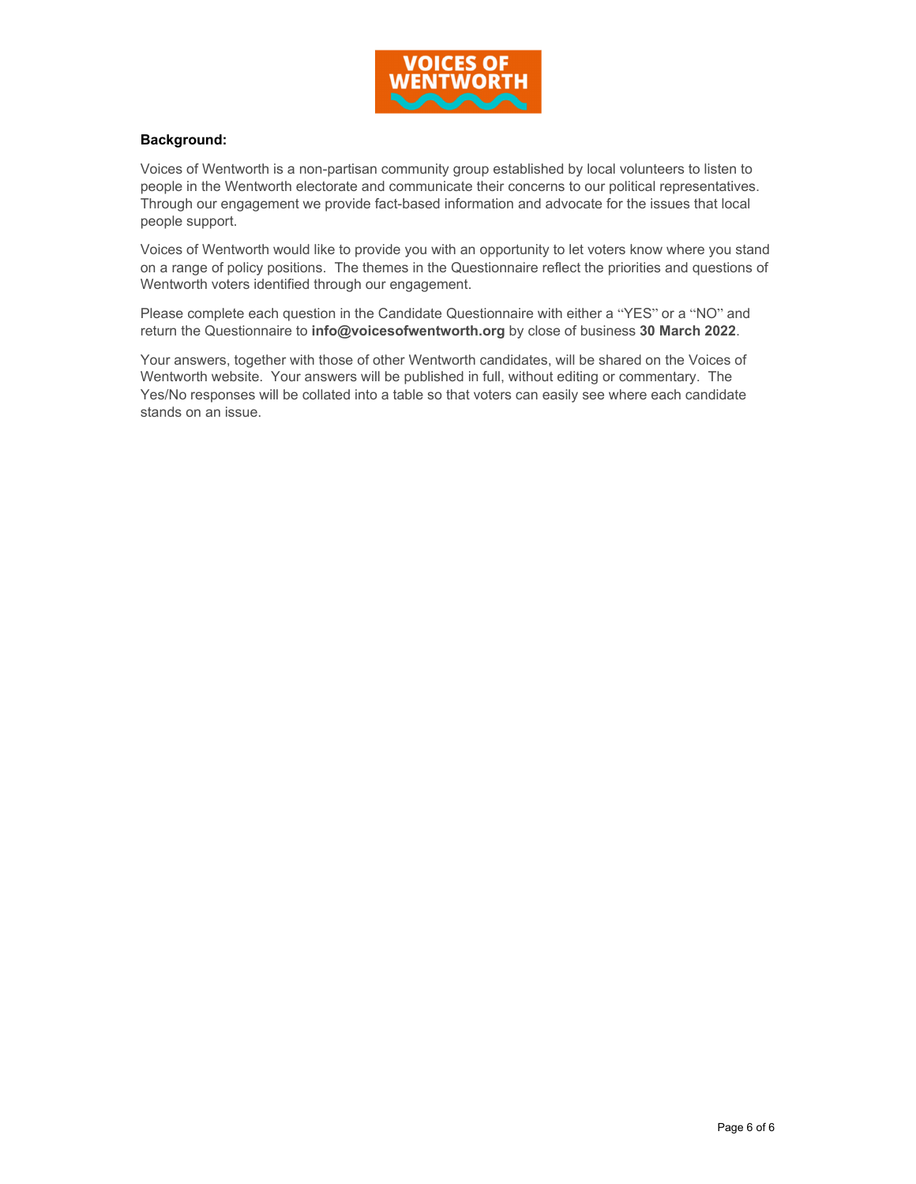VOICES OF WENTWORTH

**Background:**

Voices of Wentworth is a non-partisan community group established by local volunteers to listen to people in the Wentworth electorate and communicate their concerns to our political representatives. Through our engagement we provide fact-based information and advocate for the issues that local people support.

Voices of Wentworth would like to provide you with an opportunity to let voters know where you stand on a range of policy positions. The themes in the Questionnaire reflect the priorities and questions of Wentworth voters identified through our engagement.

Please complete each question in the Candidate Questionnaire with either a "YES" or a "NO" and return the Questionnaire to **info@voicesofwentworth.org** by close of business **30 March 2022**.

Your answers, together with those of other Wentworth candidates, will be shared on the Voices of Wentworth website. Your answers will be published in full, without editing or commentary. The Yes/No responses will be collated into a table so that voters can easily see where each candidate stands on an issue.